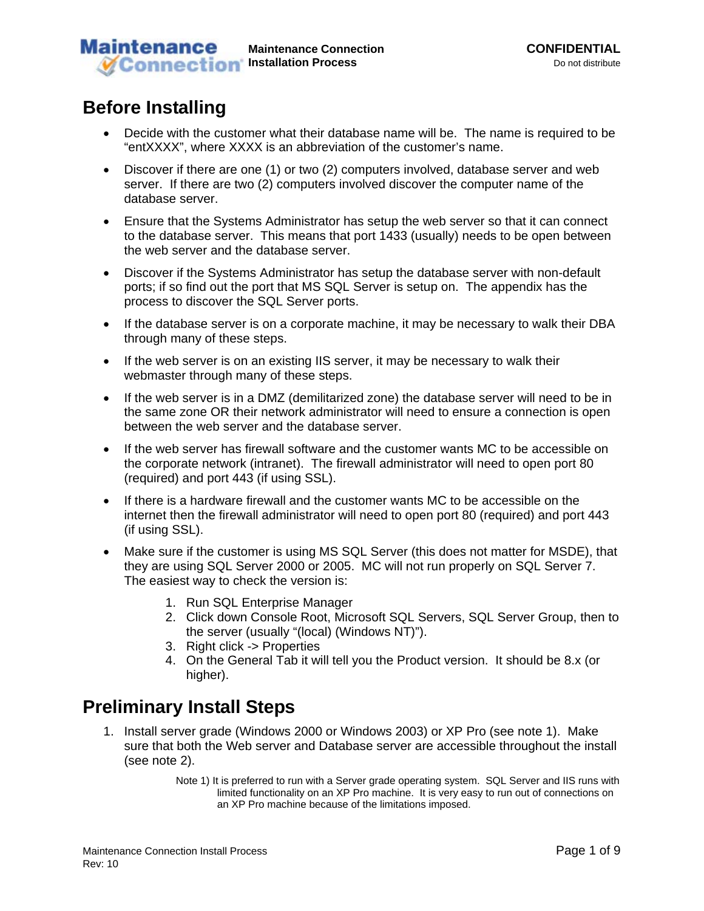# Before Installing

- Decide with the customer what their database name will be. The name is required to be "entXXXX", where XXXX is an abbreviation of the customer's name.
- Discover if there are one (1) or two (2) computers involved, database server and web server. If there are two (2) computers involved discover the computer name of the database server.
- Ensure that the Systems Administrator has setup the web server so that it can connect to the database server. This means that port 1433 (usually) needs to be open between the web server and the database server.
- Discover if the Systems Administrator has setup the database server with non-default ports; if so find out the port that MS SQL Server is setup on. The appendix has the process to discover the SQL Server ports.
- If the database server is on a corporate machine, it may be necessary to walk their DBA through many of these steps.
- If the web server is on an existing IIS server, it may be necessary to walk their webmaster through many of these steps.
- If the web server is in a DMZ (demilitarized zone) the database server will need to be in the same zone OR their network administrator will need to ensure a connection is open between the web server and the database server.
- If the web server has firewall software and the customer wants MC to be accessible on the corporate network (intranet). The firewall administrator will need to open port 80 (required) and port 443 (if using SSL).
- If there is a hardware firewall and the customer wants MC to be accessible on the internet then the firewall administrator will need to open port 80 (required) and port 443 (if using SSL).
- Make sure if the customer is using MS SQL Server (this does not matter for MSDE), that they are using SQL Server 2000 or 2005. MC will not run properly on SQL Server 7. The easiest way to check the version is:
    1. Run SQL Enterprise Manager
    2. Click down Console Root, Microsoft SQL Servers, SQL Server Group, then to the server (usually "(local) (Windows NT)").
    3. Right click -> Properties
    4. On the General Tab it will tell you the Product version. It should be 8.x (or higher).

# Preliminary Install Steps

1. Install server grade (Windows 2000 or Windows 2003) or XP Pro (see note 1). Make sure that both the Web server and Database server are accessible throughout the install (see note 2).

   Note 1) It is preferred to run with a Server grade operating system. SQL Server and IIS runs with limited functionality on an XP Pro machine. It is very easy to run out of connections on an XP Pro machine because of the limitations imposed.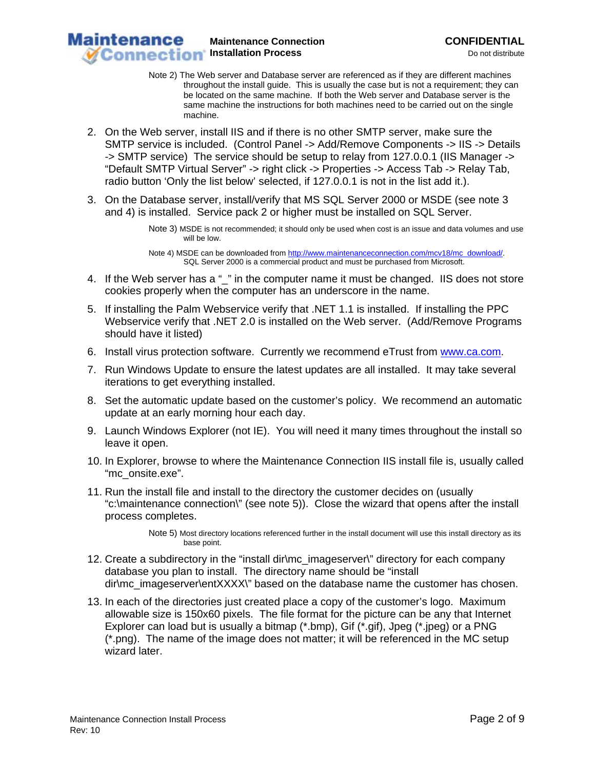Note 2) The Web server and Database server are referenced as if they are different machines throughout the install guide. This is usually the case but is not a requirement; they can be located on the same machine. If both the Web server and Database server is the same machine the instructions for both machines need to be carried out on the single machine.

2. On the Web server, install IIS and if there is no other SMTP server, make sure the SMTP service is included. (Control Panel -> Add/Remove Components -> IIS -> Details -> SMTP service) The service should be setup to relay from 127.0.0.1 (IIS Manager -> "Default SMTP Virtual Server" -> right click -> Properties -> Access Tab -> Relay Tab, radio button 'Only the list below' selected, if 127.0.0.1 is not in the list add it.).

3. On the Database server, install/verify that MS SQL Server 2000 or MSDE (see note 3 and 4) is installed. Service pack 2 or higher must be installed on SQL Server.

   Note 3) MSDE is not recommended; it should only be used when cost is an issue and data volumes and use will be low.

   Note 4) MSDE can be downloaded from http://www.maintenanceconnection.com/mcv18/mc_download/. SQL Server 2000 is a commercial product and must be purchased from Microsoft.

4. If the Web server has a "_" in the computer name it must be changed. IIS does not store cookies properly when the computer has an underscore in the name.

5. If installing the Palm Webservice verify that .NET 1.1 is installed. If installing the PPC Webservice verify that .NET 2.0 is installed on the Web server. (Add/Remove Programs should have it listed)

6. Install virus protection software. Currently we recommend eTrust from www.ca.com.

7. Run Windows Update to ensure the latest updates are all installed. It may take several iterations to get everything installed.

8. Set the automatic update based on the customer's policy. We recommend an automatic update at an early morning hour each day.

9. Launch Windows Explorer (not IE). You will need it many times throughout the install so leave it open.

10. In Explorer, browse to where the Maintenance Connection IIS install file is, usually called "mc_onsite.exe".

11. Run the install file and install to the directory the customer decides on (usually "c:\maintenance connection\" (see note 5)). Close the wizard that opens after the install process completes.

    Note 5) Most directory locations referenced further in the install document will use this install directory as its base point.

12. Create a subdirectory in the "install dir\mc_imageserver\" directory for each company database you plan to install. The directory name should be "install dir\mc_imageserver\entXXXX\" based on the database name the customer has chosen.

13. In each of the directories just created place a copy of the customer's logo. Maximum allowable size is 150x60 pixels. The file format for the picture can be any that Internet Explorer can load but is usually a bitmap (*.bmp), Gif (*.gif), Jpeg (*.jpeg) or a PNG (*.png). The name of the image does not matter; it will be referenced in the MC setup wizard later.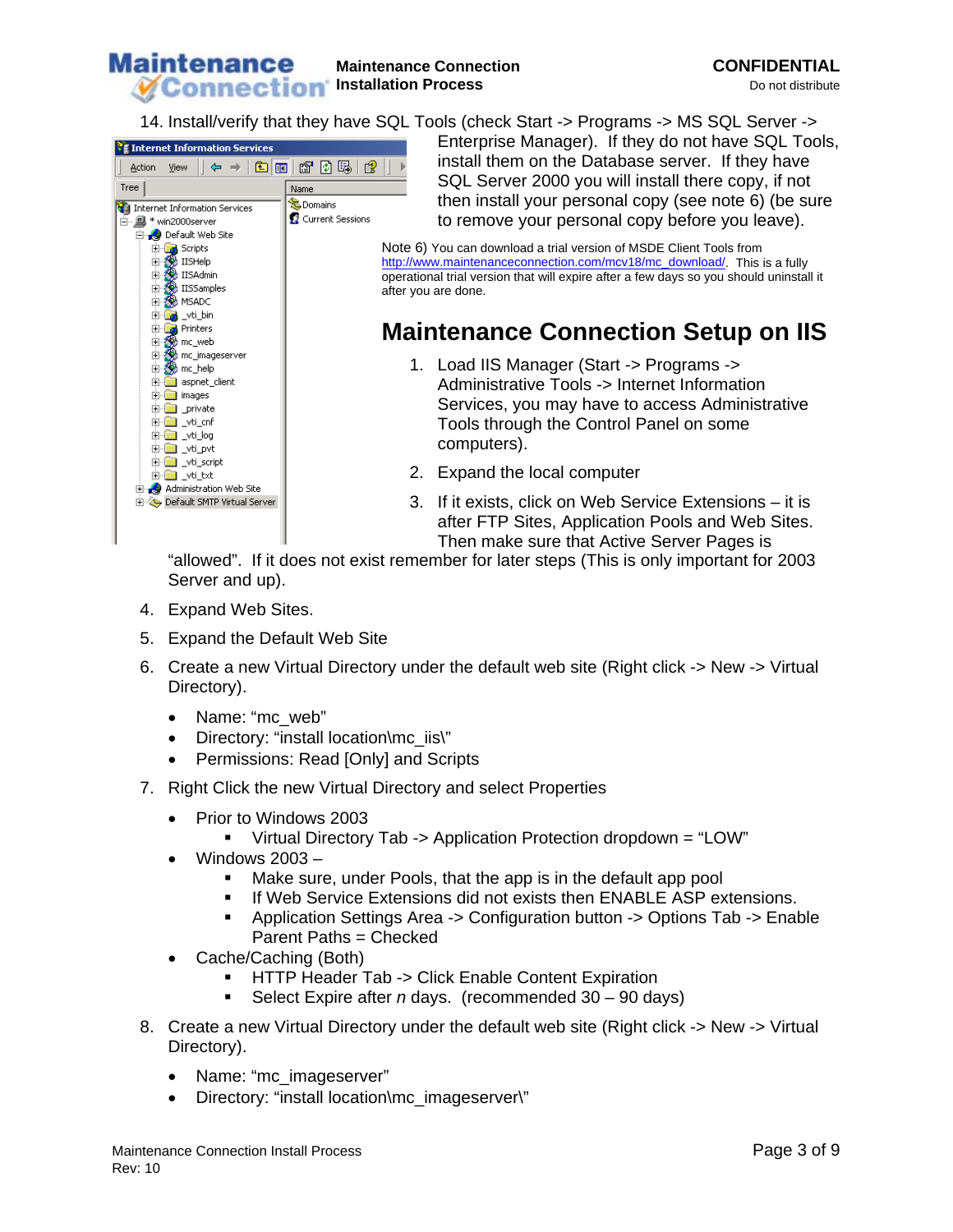14. Install/verify that they have SQL Tools (check Start -> Programs -> MS SQL Server -> Enterprise Manager). If they do not have SQL Tools, install them on the Database server. If they have SQL Server 2000 you will install there copy, if not then install your personal copy (see note 6) (be sure to remove your personal copy before you leave).

Note 6) You can download a trial version of MSDE Client Tools from http://www.maintenanceconnection.com/mcv18/mc_download/. This is a fully operational trial version that will expire after a few days so you should uninstall it after you are done.

# Maintenance Connection Setup on IIS

1. Load IIS Manager (Start -> Programs -> Administrative Tools -> Internet Information Services, you may have to access Administrative Tools through the Control Panel on some computers).
2. Expand the local computer
3. If it exists, click on Web Service Extensions – it is after FTP Sites, Application Pools and Web Sites. Then make sure that Active Server Pages is "allowed". If it does not exist remember for later steps (This is only important for 2003 Server and up).
4. Expand Web Sites.
5. Expand the Default Web Site
6. Create a new Virtual Directory under the default web site (Right click -> New -> Virtual Directory).
   - Name: "mc_web"
   - Directory: "install location\mc_iis\"
   - Permissions: Read [Only] and Scripts
7. Right Click the new Virtual Directory and select Properties
   - Prior to Windows 2003
     - Virtual Directory Tab -> Application Protection dropdown = "LOW"
   - Windows 2003 –
     - Make sure, under Pools, that the app is in the default app pool
     - If Web Service Extensions did not exists then ENABLE ASP extensions.
     - Application Settings Area -> Configuration button -> Options Tab -> Enable Parent Paths = Checked
   - Cache/Caching (Both)
     - HTTP Header Tab -> Click Enable Content Expiration
     - Select Expire after *n* days. (recommended 30 – 90 days)
8. Create a new Virtual Directory under the default web site (Right click -> New -> Virtual Directory).
   - Name: "mc_imageserver"
   - Directory: "install location\mc_imageserver\"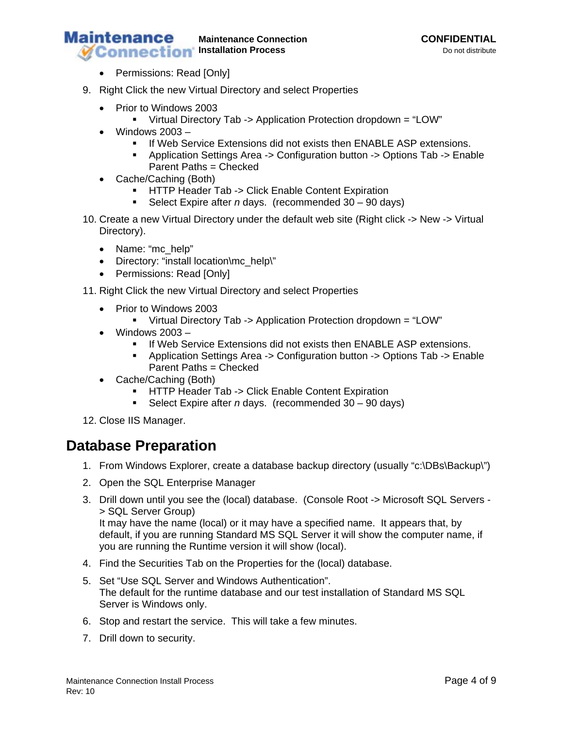- Permissions: Read [Only]

9. Right Click the new Virtual Directory and select Properties
   - Prior to Windows 2003
     - Virtual Directory Tab -> Application Protection dropdown = "LOW"
   - Windows 2003 –
     - If Web Service Extensions did not exists then ENABLE ASP extensions.
     - Application Settings Area -> Configuration button -> Options Tab -> Enable Parent Paths = Checked
   - Cache/Caching (Both)
     - HTTP Header Tab -> Click Enable Content Expiration
     - Select Expire after *n* days. (recommended 30 – 90 days)

10. Create a new Virtual Directory under the default web site (Right click -> New -> Virtual Directory).
    - Name: "mc_help"
    - Directory: "install location\mc_help\"
    - Permissions: Read [Only]

11. Right Click the new Virtual Directory and select Properties
    - Prior to Windows 2003
      - Virtual Directory Tab -> Application Protection dropdown = "LOW"
    - Windows 2003 –
      - If Web Service Extensions did not exists then ENABLE ASP extensions.
      - Application Settings Area -> Configuration button -> Options Tab -> Enable Parent Paths = Checked
    - Cache/Caching (Both)
      - HTTP Header Tab -> Click Enable Content Expiration
      - Select Expire after *n* days. (recommended 30 – 90 days)

12. Close IIS Manager.

## Database Preparation

1. From Windows Explorer, create a database backup directory (usually "c:\DBs\Backup\")
2. Open the SQL Enterprise Manager
3. Drill down until you see the (local) database. (Console Root -> Microsoft SQL Servers -> SQL Server Group)
   It may have the name (local) or it may have a specified name. It appears that, by default, if you are running Standard MS SQL Server it will show the computer name, if you are running the Runtime version it will show (local).
4. Find the Securities Tab on the Properties for the (local) database.
5. Set "Use SQL Server and Windows Authentication".
   The default for the runtime database and our test installation of Standard MS SQL Server is Windows only.
6. Stop and restart the service. This will take a few minutes.
7. Drill down to security.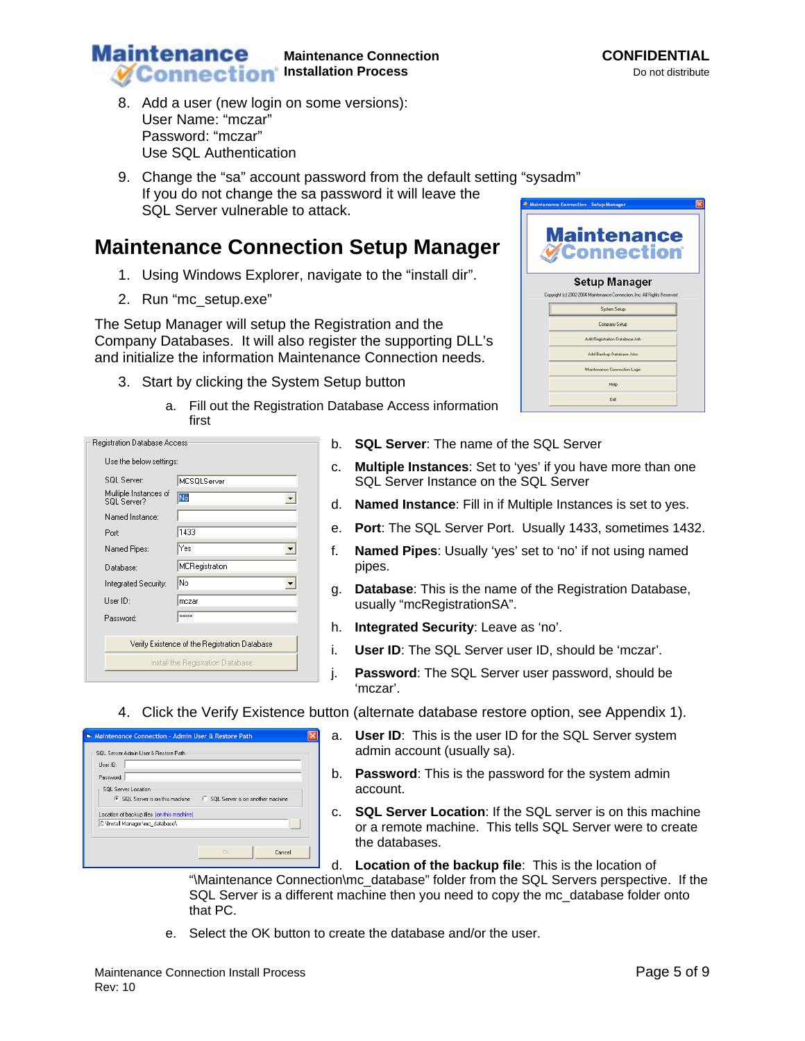8. Add a user (new login on some versions):
   User Name: "mczar"
   Password: "mczar"
   Use SQL Authentication
9. Change the "sa" account password from the default setting "sysadm"
   If you do not change the sa password it will leave the SQL Server vulnerable to attack.

# Maintenance Connection Setup Manager

1. Using Windows Explorer, navigate to the "install dir".
2. Run "mc_setup.exe"

The Setup Manager will setup the Registration and the Company Databases. It will also register the supporting DLL's and initialize the information Maintenance Connection needs.

3. Start by clicking the System Setup button
   a. Fill out the Registration Database Access information first
   b. **SQL Server**: The name of the SQL Server
   c. **Multiple Instances**: Set to 'yes' if you have more than one SQL Server Instance on the SQL Server
   d. **Named Instance**: Fill in if Multiple Instances is set to yes.
   e. **Port**: The SQL Server Port. Usually 1433, sometimes 1432.
   f. **Named Pipes**: Usually 'yes' set to 'no' if not using named pipes.
   g. **Database**: This is the name of the Registration Database, usually "mcRegistrationSA".
   h. **Integrated Security**: Leave as 'no'.
   i. **User ID**: The SQL Server user ID, should be 'mczar'.
   j. **Password**: The SQL Server user password, should be 'mczar'.
4. Click the Verify Existence button (alternate database restore option, see Appendix 1).
   a. **User ID**: This is the user ID for the SQL Server system admin account (usually sa).
   b. **Password**: This is the password for the system admin account.
   c. **SQL Server Location**: If the SQL server is on this machine or a remote machine. This tells SQL Server were to create the databases.
   d. **Location of the backup file**: This is the location of "\Maintenance Connection\mc_database" folder from the SQL Servers perspective. If the SQL Server is a different machine then you need to copy the mc_database folder onto that PC.
   e. Select the OK button to create the database and/or the user.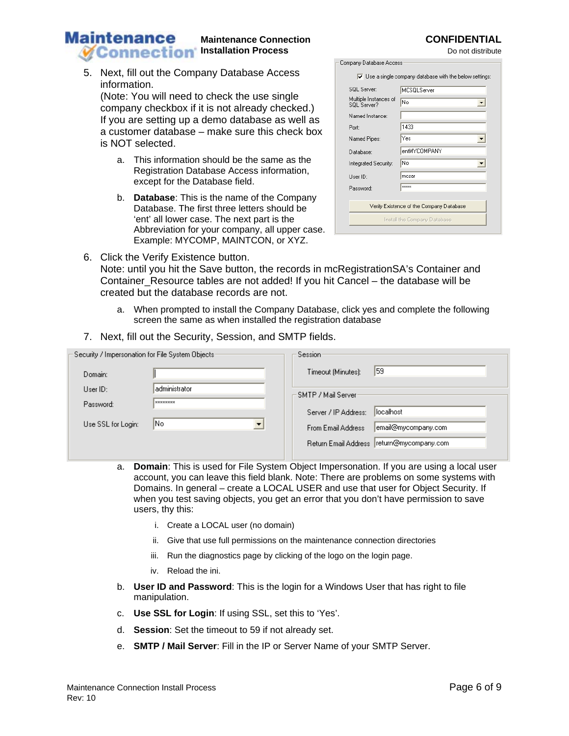5. Next, fill out the Company Database Access information.
   (Note: You will need to check the use single company checkbox if it is not already checked.) If you are setting up a demo database as well as a customer database – make sure this check box is NOT selected.

   a. This information should be the same as the Registration Database Access information, except for the Database field.

   b. **Database**: This is the name of the Company Database. The first three letters should be 'ent' all lower case. The next part is the Abbreviation for your company, all upper case. Example: MYCOMP, MAINTCON, or XYZ.

6. Click the Verify Existence button.
   Note: until you hit the Save button, the records in mcRegistrationSA's Container and Container_Resource tables are not added! If you hit Cancel – the database will be created but the database records are not.

   a. When prompted to install the Company Database, click yes and complete the following screen the same as when installed the registration database

7. Next, fill out the Security, Session, and SMTP fields.

   a. **Domain**: This is used for File System Object Impersonation. If you are using a local user account, you can leave this field blank. Note: There are problems on some systems with Domains. In general – create a LOCAL USER and use that user for Object Security. If when you test saving objects, you get an error that you don't have permission to save users, thy this:

      i. Create a LOCAL user (no domain)

      ii. Give that use full permissions on the maintenance connection directories

      iii. Run the diagnostics page by clicking of the logo on the login page.

      iv. Reload the ini.

   b. **User ID and Password**: This is the login for a Windows User that has right to file manipulation.

   c. **Use SSL for Login**: If using SSL, set this to 'Yes'.

   d. **Session**: Set the timeout to 59 if not already set.

   e. **SMTP / Mail Server**: Fill in the IP or Server Name of your SMTP Server.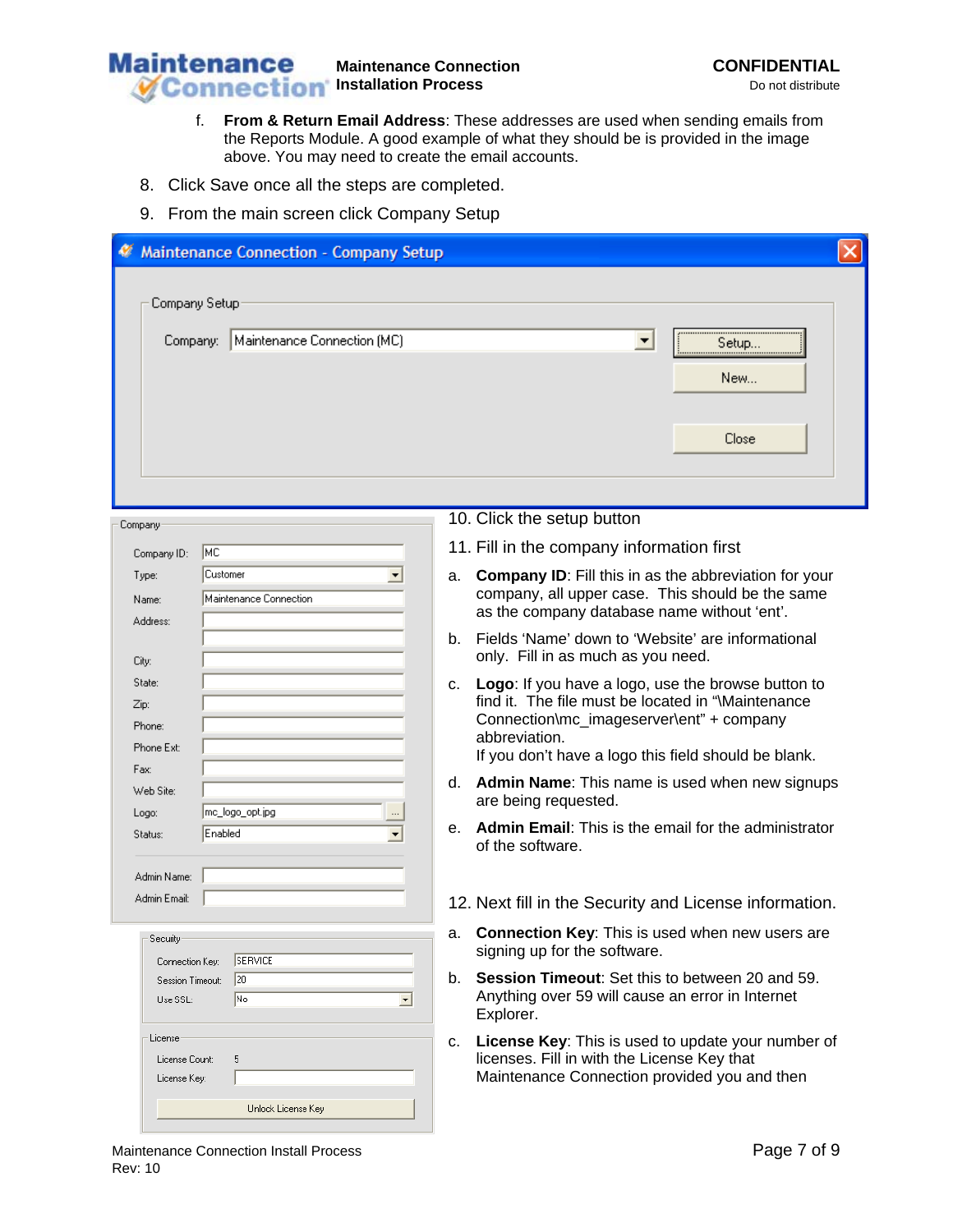f. **From & Return Email Address**: These addresses are used when sending emails from the Reports Module. A good example of what they should be is provided in the image above. You may need to create the email accounts.

8. Click Save once all the steps are completed.
9. From the main screen click Company Setup

10. Click the setup button
11. Fill in the company information first

a. **Company ID**: Fill this in as the abbreviation for your company, all upper case. This should be the same as the company database name without 'ent'.

b. Fields 'Name' down to 'Website' are informational only. Fill in as much as you need.

c. **Logo**: If you have a logo, use the browse button to find it. The file must be located in "\Maintenance Connection\mc_imageserver\ent" + company abbreviation.
If you don't have a logo this field should be blank.

d. **Admin Name**: This name is used when new signups are being requested.

e. **Admin Email**: This is the email for the administrator of the software.

12. Next fill in the Security and License information.

a. **Connection Key**: This is used when new users are signing up for the software.

b. **Session Timeout**: Set this to between 20 and 59. Anything over 59 will cause an error in Internet Explorer.

c. **License Key**: This is used to update your number of licenses. Fill in with the License Key that Maintenance Connection provided you and then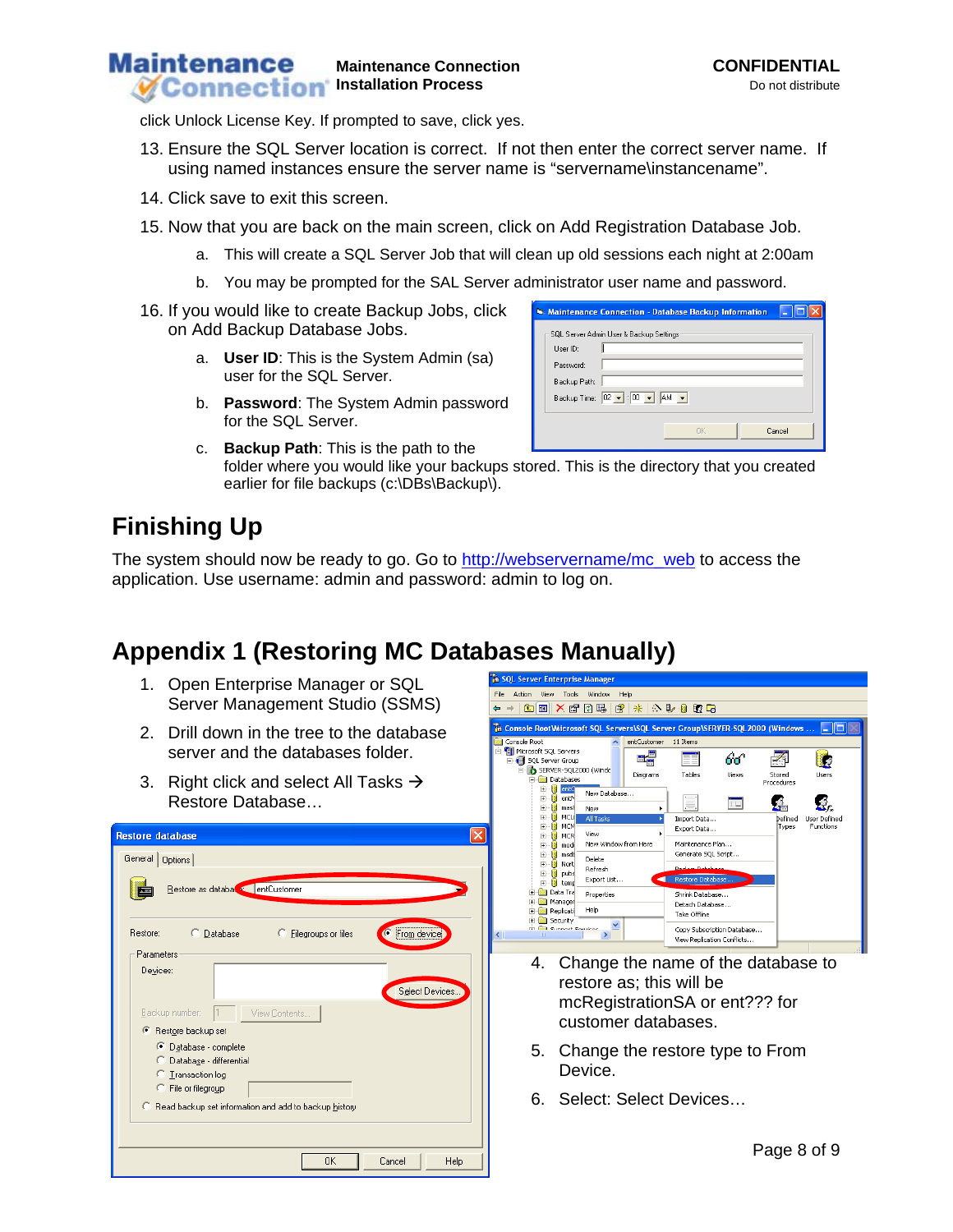click Unlock License Key. If prompted to save, click yes.

13. Ensure the SQL Server location is correct. If not then enter the correct server name. If using named instances ensure the server name is “servername\instancename”.
14. Click save to exit this screen.
15. Now that you are back on the main screen, click on Add Registration Database Job.
    a. This will create a SQL Server Job that will clean up old sessions each night at 2:00am
    b. You may be prompted for the SAL Server administrator user name and password.
16. If you would like to create Backup Jobs, click on Add Backup Database Jobs.
    a. **User ID**: This is the System Admin (sa) user for the SQL Server.
    b. **Password**: The System Admin password for the SQL Server.
    c. **Backup Path**: This is the path to the folder where you would like your backups stored. This is the directory that you created earlier for file backups (c:\DBs\Backup\).

## Finishing Up

The system should now be ready to go. Go to http://webservername/mc_web to access the application. Use username: admin and password: admin to log on.

## Appendix 1 (Restoring MC Databases Manually)

1. Open Enterprise Manager or SQL Server Management Studio (SSMS)
2. Drill down in the tree to the database server and the databases folder.
3. Right click and select All Tasks → Restore Database…
4. Change the name of the database to restore as; this will be mcRegistrationSA or ent??? for customer databases.
5. Change the restore type to From Device.
6. Select: Select Devices…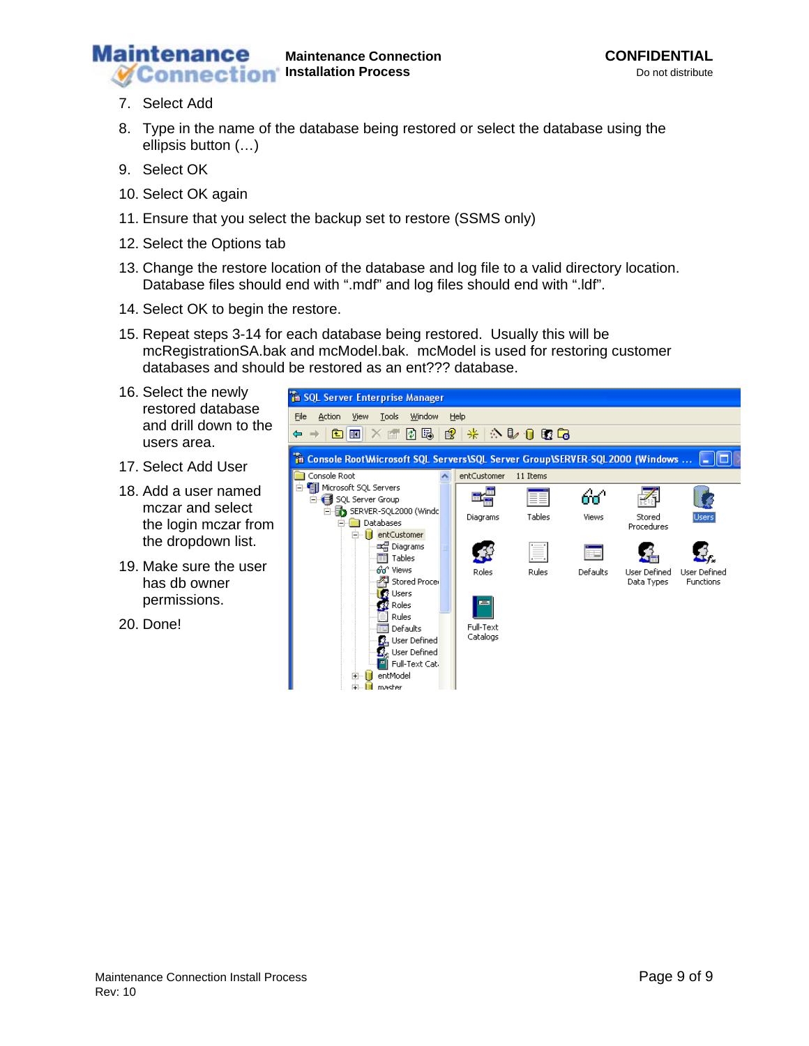7. Select Add
8. Type in the name of the database being restored or select the database using the ellipsis button (…)
9. Select OK
10. Select OK again
11. Ensure that you select the backup set to restore (SSMS only)
12. Select the Options tab
13. Change the restore location of the database and log file to a valid directory location. Database files should end with ".mdf" and log files should end with ".ldf".
14. Select OK to begin the restore.
15. Repeat steps 3-14 for each database being restored. Usually this will be mcRegistrationSA.bak and mcModel.bak. mcModel is used for restoring customer databases and should be restored as an ent??? database.
16. Select the newly restored database and drill down to the users area.
17. Select Add User
18. Add a user named mczar and select the login mczar from the dropdown list.
19. Make sure the user has db owner permissions.
20. Done!